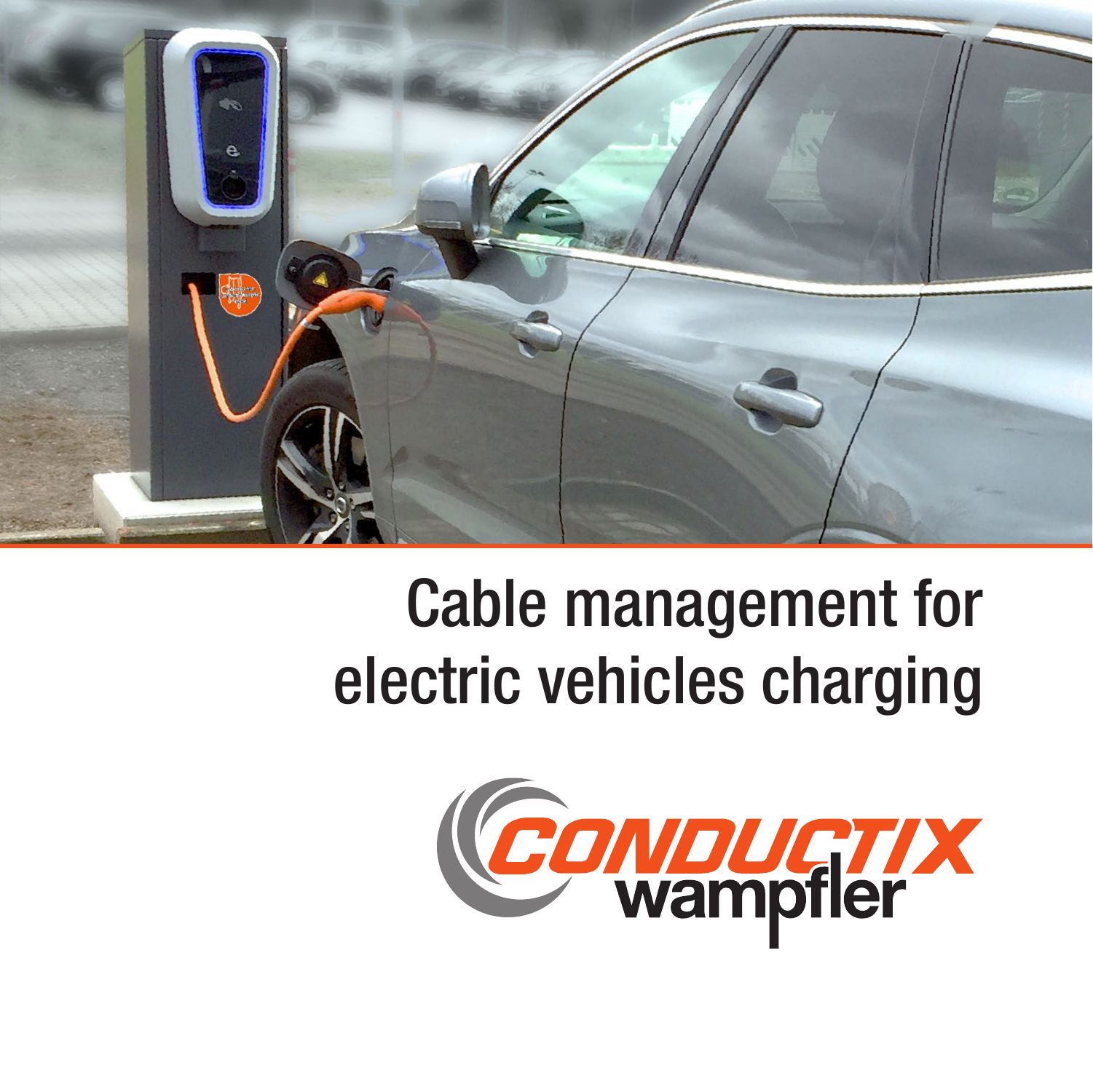# Cable management for electric vehicles charging

CONDUCTIX wampfler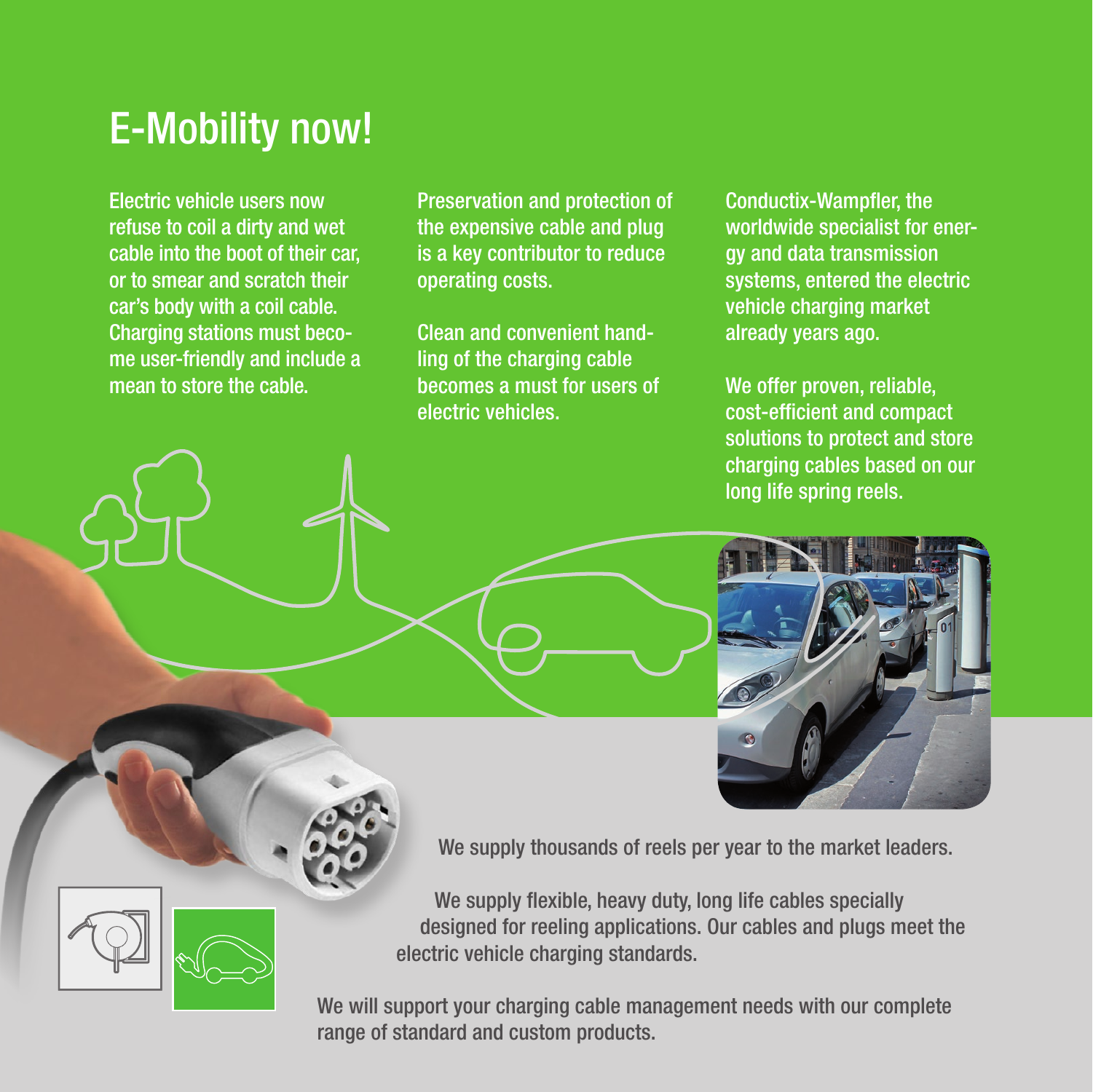# E-Mobility now!

Electric vehicle users now refuse to coil a dirty and wet cable into the boot of their car, or to smear and scratch their car's body with a coil cable. Charging stations must become user-friendly and include a mean to store the cable.

Preservation and protection of the expensive cable and plug is a key contributor to reduce operating costs.

Clean and convenient handling of the charging cable becomes a must for users of electric vehicles.

Conductix-Wampfler, the worldwide specialist for energy and data transmission systems, entered the electric vehicle charging market already years ago.

We offer proven, reliable, cost-efficient and compact solutions to protect and store charging cables based on our long life spring reels.

We supply thousands of reels per year to the market leaders.

We supply flexible, heavy duty, long life cables specially designed for reeling applications. Our cables and plugs meet the electric vehicle charging standards.

We will support your charging cable management needs with our complete range of standard and custom products.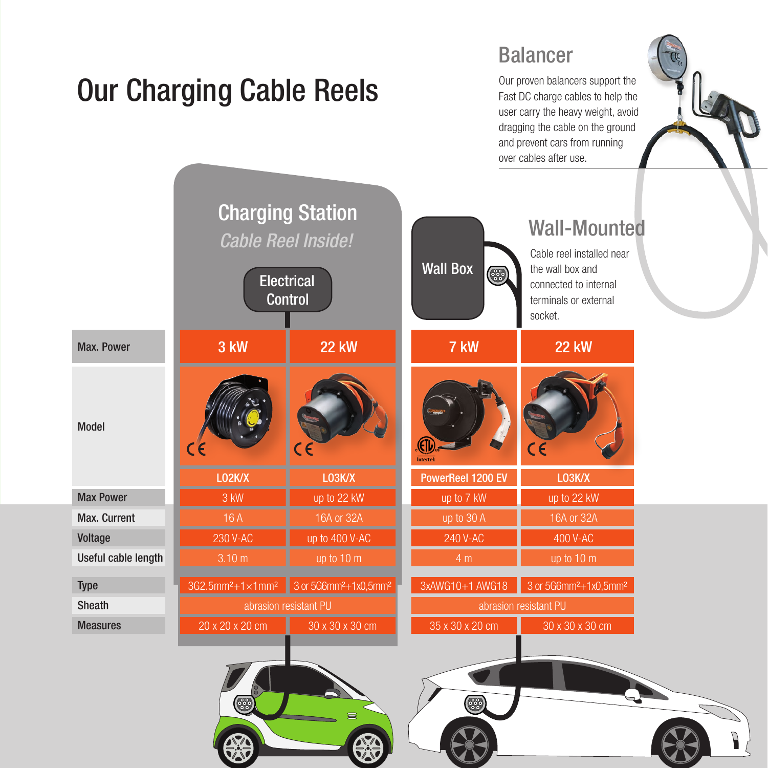# Our Charging Cable Reels

## Balancer

Our proven balancers support the Fast DC charge cables to help the user carry the heavy weight, avoid dragging the cable on the ground and prevent cars from running over cables after use.

## Charging Station

*Cable Reel Inside!*

Electrical Control

## Wall-Mounted

Wall Box

Cable reel installed near the wall box and connected to internal terminals or external socket.

| | Charging Station | | Wall-Mounted | |
|---|---|---|---|---|
| Max. Power | 3 kW | 22 kW | 7 kW | 22 kW |
| Model | L02K/X | L03K/X | PowerReel 1200 EV | L03K/X |
| Max Power | 3 kW | up to 22 kW | up to 7 kW | up to 22 kW |
| Max. Current | 16 A | 16A or 32A | up to 30 A | 16A or 32A |
| Voltage | 230 V-AC | up to 400 V-AC | 240 V-AC | 400 V-AC |
| Useful cable length | 3.10 m | up to 10 m | 4 m | up to 10 m |
| Type | 3G2.5mm²+1×1mm² | 3 or 5G6mm²+1x0,5mm² | 3xAWG10+1 AWG18 | 3 or 5G6mm²+1x0,5mm² |
| Sheath | abrasion resistant PU | abrasion resistant PU | abrasion resistant PU | abrasion resistant PU |
| Measures | 20 x 20 x 20 cm | 30 x 30 x 30 cm | 35 x 30 x 20 cm | 30 x 30 x 30 cm |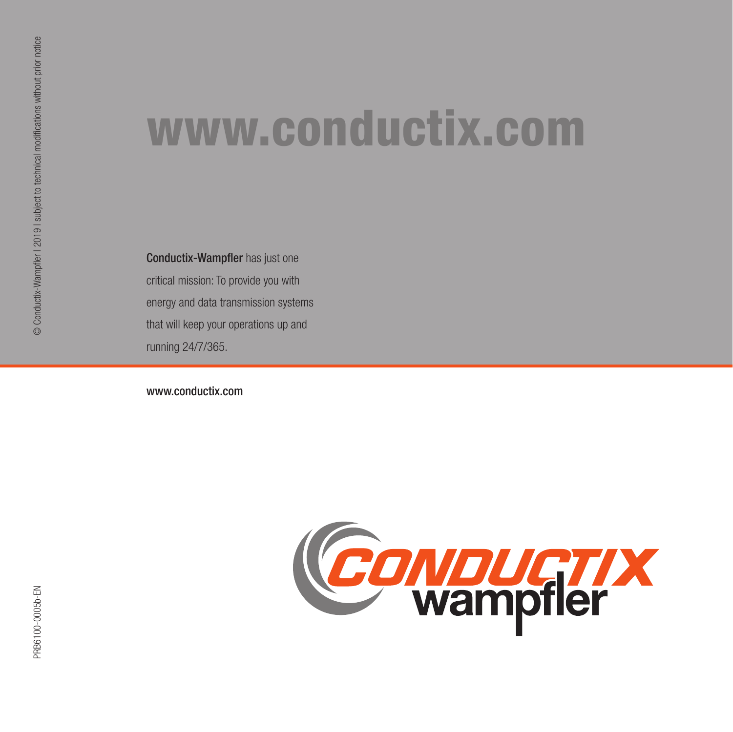# www.conductix.com

**Conductix-Wampfler** has just one critical mission: To provide you with energy and data transmission systems that will keep your operations up and running 24/7/365.

www.conductix.com

© Conductix-Wampfler | 2019 | subject to technical modifications without prior notice

PRB6100-0005b-EN